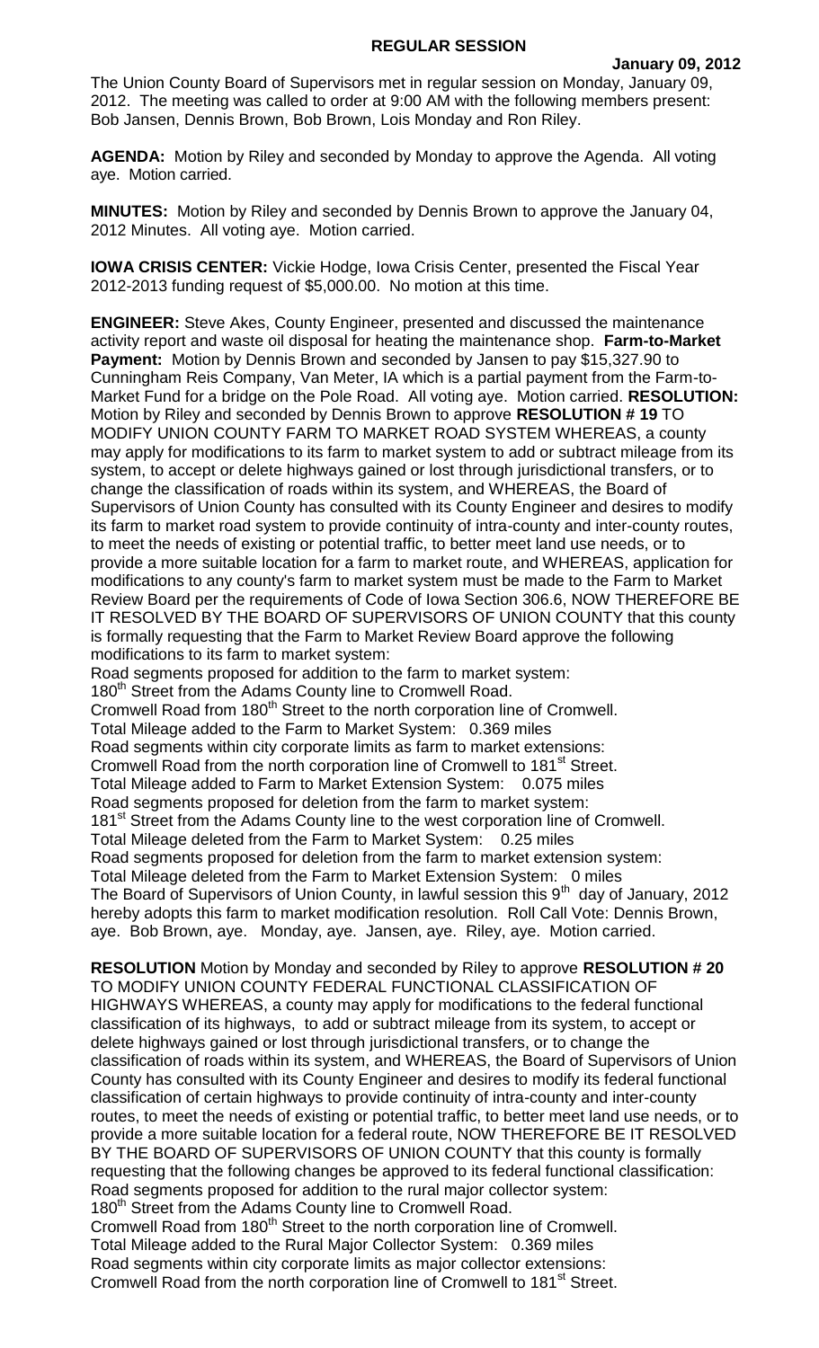## REGULAR SESSION

**January 09, 2012**

The Union County Board of Supervisors met in regular session on Monday, January 09, 2012. The meeting was called to order at 9:00 AM with the following members present: Bob Jansen, Dennis Brown, Bob Brown, Lois Monday and Ron Riley.

**AGENDA:** Motion by Riley and seconded by Monday to approve the Agenda. All voting aye. Motion carried.

**MINUTES:** Motion by Riley and seconded by Dennis Brown to approve the January 04, 2012 Minutes. All voting aye. Motion carried.

**IOWA CRISIS CENTER:** Vickie Hodge, Iowa Crisis Center, presented the Fiscal Year 2012-2013 funding request of $5,000.00. No motion at this time.

**ENGINEER:** Steve Akes, County Engineer, presented and discussed the maintenance activity report and waste oil disposal for heating the maintenance shop. **Farm-to-Market Payment:** Motion by Dennis Brown and seconded by Jansen to pay $15,327.90 to Cunningham Reis Company, Van Meter, IA which is a partial payment from the Farm-to-Market Fund for a bridge on the Pole Road. All voting aye. Motion carried. **RESOLUTION:** Motion by Riley and seconded by Dennis Brown to approve **RESOLUTION # 19** TO MODIFY UNION COUNTY FARM TO MARKET ROAD SYSTEM WHEREAS, a county may apply for modifications to its farm to market system to add or subtract mileage from its system, to accept or delete highways gained or lost through jurisdictional transfers, or to change the classification of roads within its system, and WHEREAS, the Board of Supervisors of Union County has consulted with its County Engineer and desires to modify its farm to market road system to provide continuity of intra-county and inter-county routes, to meet the needs of existing or potential traffic, to better meet land use needs, or to provide a more suitable location for a farm to market route, and WHEREAS, application for modifications to any county's farm to market system must be made to the Farm to Market Review Board per the requirements of Code of Iowa Section 306.6, NOW THEREFORE BE IT RESOLVED BY THE BOARD OF SUPERVISORS OF UNION COUNTY that this county is formally requesting that the Farm to Market Review Board approve the following modifications to its farm to market system:

Road segments proposed for addition to the farm to market system:
180th Street from the Adams County line to Cromwell Road.
Cromwell Road from 180th Street to the north corporation line of Cromwell.
Total Mileage added to the Farm to Market System: 0.369 miles
Road segments within city corporate limits as farm to market extensions:
Cromwell Road from the north corporation line of Cromwell to 181st Street.
Total Mileage added to Farm to Market Extension System: 0.075 miles
Road segments proposed for deletion from the farm to market system:
181st Street from the Adams County line to the west corporation line of Cromwell.
Total Mileage deleted from the Farm to Market System: 0.25 miles
Road segments proposed for deletion from the farm to market extension system:
Total Mileage deleted from the Farm to Market Extension System: 0 miles
The Board of Supervisors of Union County, in lawful session this 9th day of January, 2012 hereby adopts this farm to market modification resolution. Roll Call Vote: Dennis Brown, aye. Bob Brown, aye. Monday, aye. Jansen, aye. Riley, aye. Motion carried.

**RESOLUTION** Motion by Monday and seconded by Riley to approve **RESOLUTION # 20** TO MODIFY UNION COUNTY FEDERAL FUNCTIONAL CLASSIFICATION OF HIGHWAYS WHEREAS, a county may apply for modifications to the federal functional classification of its highways, to add or subtract mileage from its system, to accept or delete highways gained or lost through jurisdictional transfers, or to change the classification of roads within its system, and WHEREAS, the Board of Supervisors of Union County has consulted with its County Engineer and desires to modify its federal functional classification of certain highways to provide continuity of intra-county and inter-county routes, to meet the needs of existing or potential traffic, to better meet land use needs, or to provide a more suitable location for a federal route, NOW THEREFORE BE IT RESOLVED BY THE BOARD OF SUPERVISORS OF UNION COUNTY that this county is formally requesting that the following changes be approved to its federal functional classification:

Road segments proposed for addition to the rural major collector system:
180th Street from the Adams County line to Cromwell Road.
Cromwell Road from 180th Street to the north corporation line of Cromwell.
Total Mileage added to the Rural Major Collector System: 0.369 miles
Road segments within city corporate limits as major collector extensions:
Cromwell Road from the north corporation line of Cromwell to 181st Street.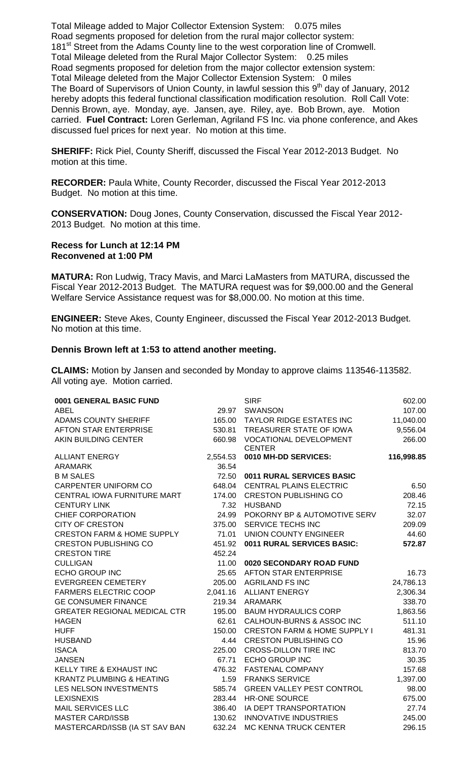Total Mileage added to Major Collector Extension System: 0.075 miles
Road segments proposed for deletion from the rural major collector system:
181st Street from the Adams County line to the west corporation line of Cromwell.
Total Mileage deleted from the Rural Major Collector System: 0.25 miles
Road segments proposed for deletion from the major collector extension system:
Total Mileage deleted from the Major Collector Extension System: 0 miles
The Board of Supervisors of Union County, in lawful session this 9th day of January, 2012 hereby adopts this federal functional classification modification resolution. Roll Call Vote: Dennis Brown, aye. Monday, aye. Jansen, aye. Riley, aye. Bob Brown, aye. Motion carried. **Fuel Contract:** Loren Gerleman, Agriland FS Inc. via phone conference, and Akes discussed fuel prices for next year. No motion at this time.

**SHERIFF:** Rick Piel, County Sheriff, discussed the Fiscal Year 2012-2013 Budget. No motion at this time.

**RECORDER:** Paula White, County Recorder, discussed the Fiscal Year 2012-2013 Budget. No motion at this time.

**CONSERVATION:** Doug Jones, County Conservation, discussed the Fiscal Year 2012-2013 Budget. No motion at this time.

**Recess for Lunch at 12:14 PM**
**Reconvened at 1:00 PM**

**MATURA:** Ron Ludwig, Tracy Mavis, and Marci LaMasters from MATURA, discussed the Fiscal Year 2012-2013 Budget. The MATURA request was for $9,000.00 and the General Welfare Service Assistance request was for $8,000.00. No motion at this time.

**ENGINEER:** Steve Akes, County Engineer, discussed the Fiscal Year 2012-2013 Budget. No motion at this time.

**Dennis Brown left at 1:53 to attend another meeting.**

**CLAIMS:** Motion by Jansen and seconded by Monday to approve claims 113546-113582. All voting aye. Motion carried.

| | |
|---|---|
| **0001 GENERAL BASIC FUND** | |
| ABEL | 29.97 |
| ADAMS COUNTY SHERIFF | 165.00 |
| AFTON STAR ENTERPRISE | 530.81 |
| AKIN BUILDING CENTER | 660.98 |
| ALLIANT ENERGY | 2,554.53 |
| ARAMARK | 36.54 |
| B M SALES | 72.50 |
| CARPENTER UNIFORM CO | 648.04 |
| CENTRAL IOWA FURNITURE MART | 174.00 |
| CENTURY LINK | 7.32 |
| CHIEF CORPORATION | 24.99 |
| CITY OF CRESTON | 375.00 |
| CRESTON FARM & HOME SUPPLY | 71.01 |
| CRESTON PUBLISHING CO | 451.92 |
| CRESTON TIRE | 452.24 |
| CULLIGAN | 11.00 |
| ECHO GROUP INC | 25.65 |
| EVERGREEN CEMETERY | 205.00 |
| FARMERS ELECTRIC COOP | 2,041.16 |
| GE CONSUMER FINANCE | 219.34 |
| GREATER REGIONAL MEDICAL CTR | 195.00 |
| HAGEN | 62.61 |
| HUFF | 150.00 |
| HUSBAND | 4.44 |
| ISACA | 225.00 |
| JANSEN | 67.71 |
| KELLY TIRE & EXHAUST INC | 476.32 |
| KRANTZ PLUMBING & HEATING | 1.59 |
| LES NELSON INVESTMENTS | 585.74 |
| LEXISNEXIS | 283.44 |
| MAIL SERVICES LLC | 386.40 |
| MASTER CARD/ISSB | 130.62 |
| MASTERCARD/ISSB (IA ST SAV BAN | 632.24 |

| | |
|---|---|
| SIRF | 602.00 |
| SWANSON | 107.00 |
| TAYLOR RIDGE ESTATES INC | 11,040.00 |
| TREASURER STATE OF IOWA | 9,556.04 |
| VOCATIONAL DEVELOPMENT CENTER | 266.00 |
| **0010 MH-DD SERVICES:** | **116,998.85** |
| **0011 RURAL SERVICES BASIC** | |
| CENTRAL PLAINS ELECTRIC | 6.50 |
| CRESTON PUBLISHING CO | 208.46 |
| HUSBAND | 72.15 |
| POKORNY BP & AUTOMOTIVE SERV | 32.07 |
| SERVICE TECHS INC | 209.09 |
| UNION COUNTY ENGINEER | 44.60 |
| **0011 RURAL SERVICES BASIC:** | **572.87** |
| **0020 SECONDARY ROAD FUND** | |
| AFTON STAR ENTERPRISE | 16.73 |
| AGRILAND FS INC | 24,786.13 |
| ALLIANT ENERGY | 2,306.34 |
| ARAMARK | 338.70 |
| BAUM HYDRAULICS CORP | 1,863.56 |
| CALHOUN-BURNS & ASSOC INC | 511.10 |
| CRESTON FARM & HOME SUPPLY I | 481.31 |
| CRESTON PUBLISHING CO | 15.96 |
| CROSS-DILLON TIRE INC | 813.70 |
| ECHO GROUP INC | 30.35 |
| FASTENAL COMPANY | 157.68 |
| FRANKS SERVICE | 1,397.00 |
| GREEN VALLEY PEST CONTROL | 98.00 |
| HR-ONE SOURCE | 675.00 |
| IA DEPT TRANSPORTATION | 27.74 |
| INNOVATIVE INDUSTRIES | 245.00 |
| MC KENNA TRUCK CENTER | 296.15 |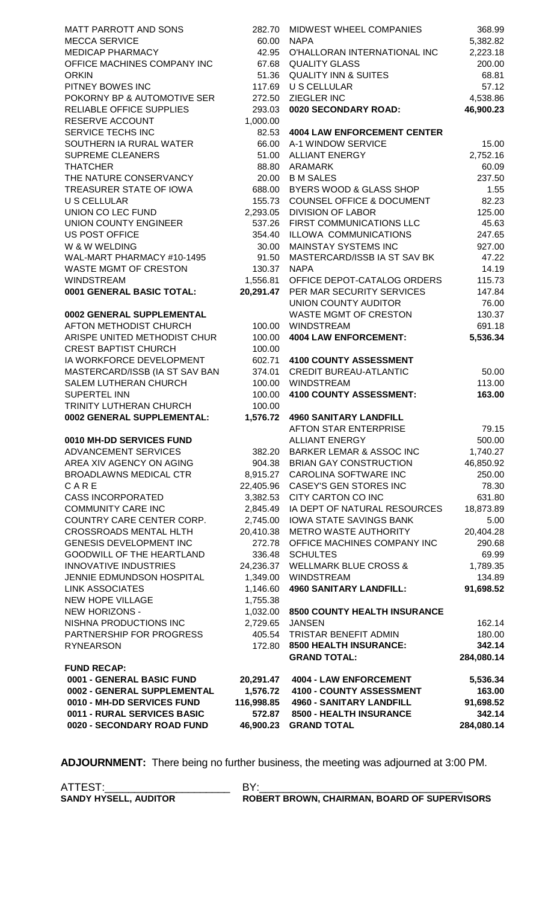| | |
|---|---|
| MATT PARROTT AND SONS | 282.70 |
| MECCA SERVICE | 60.00 |
| MEDICAP PHARMACY | 42.95 |
| OFFICE MACHINES COMPANY INC | 67.68 |
| ORKIN | 51.36 |
| PITNEY BOWES INC | 117.69 |
| POKORNY BP & AUTOMOTIVE SER | 272.50 |
| RELIABLE OFFICE SUPPLIES | 293.03 |
| RESERVE ACCOUNT | 1,000.00 |
| SERVICE TECHS INC | 82.53 |
| SOUTHERN IA RURAL WATER | 66.00 |
| SUPREME CLEANERS | 51.00 |
| THATCHER | 88.80 |
| THE NATURE CONSERVANCY | 20.00 |
| TREASURER STATE OF IOWA | 688.00 |
| U S CELLULAR | 155.73 |
| UNION CO LEC FUND | 2,293.05 |
| UNION COUNTY ENGINEER | 537.26 |
| US POST OFFICE | 354.40 |
| W & W WELDING | 30.00 |
| WAL-MART PHARMACY #10-1495 | 91.50 |
| WASTE MGMT OF CRESTON | 130.37 |
| WINDSTREAM | 1,556.81 |
| **0001 GENERAL BASIC TOTAL:** | **20,291.47** |

**0002 GENERAL SUPPLEMENTAL**

| | |
|---|---|
| AFTON METHODIST CHURCH | 100.00 |
| ARISPE UNITED METHODIST CHUR | 100.00 |
| CREST BAPTIST CHURCH | 100.00 |
| IA WORKFORCE DEVELOPMENT | 602.71 |
| MASTERCARD/ISSB (IA ST SAV BAN | 374.01 |
| SALEM LUTHERAN CHURCH | 100.00 |
| SUPERTEL INN | 100.00 |
| TRINITY LUTHERAN CHURCH | 100.00 |
| **0002 GENERAL SUPPLEMENTAL:** | **1,576.72** |

**0010 MH-DD SERVICES FUND**

| | |
|---|---|
| ADVANCEMENT SERVICES | 382.20 |
| AREA XIV AGENCY ON AGING | 904.38 |
| BROADLAWNS MEDICAL CTR | 8,915.27 |
| C A R E | 22,405.96 |
| CASS INCORPORATED | 3,382.53 |
| COMMUNITY CARE INC | 2,845.49 |
| COUNTRY CARE CENTER CORP. | 2,745.00 |
| CROSSROADS MENTAL HLTH | 20,410.38 |
| GENESIS DEVELOPMENT INC | 272.78 |
| GOODWILL OF THE HEARTLAND | 336.48 |
| INNOVATIVE INDUSTRIES | 24,236.37 |
| JENNIE EDMUNDSON HOSPITAL | 1,349.00 |
| LINK ASSOCIATES | 1,146.60 |
| NEW HOPE VILLAGE | 1,755.38 |
| NEW HORIZONS - | 1,032.00 |
| NISHNA PRODUCTIONS INC | 2,729.65 |
| PARTNERSHIP FOR PROGRESS | 405.54 |
| RYNEARSON | 172.80 |

| | |
|---|---|
| MIDWEST WHEEL COMPANIES | 368.99 |
| NAPA | 5,382.82 |
| O'HALLORAN INTERNATIONAL INC | 2,223.18 |
| QUALITY GLASS | 200.00 |
| QUALITY INN & SUITES | 68.81 |
| U S CELLULAR | 57.12 |
| ZIEGLER INC | 4,538.86 |
| **0020 SECONDARY ROAD:** | **46,900.23** |

**4004 LAW ENFORCEMENT CENTER**

| | |
|---|---|
| A-1 WINDOW SERVICE | 15.00 |
| ALLIANT ENERGY | 2,752.16 |
| ARAMARK | 60.09 |
| B M SALES | 237.50 |
| BYERS WOOD & GLASS SHOP | 1.55 |
| COUNSEL OFFICE & DOCUMENT | 82.23 |
| DIVISION OF LABOR | 125.00 |
| FIRST COMMUNICATIONS LLC | 45.63 |
| ILLOWA COMMUNICATIONS | 247.65 |
| MAINSTAY SYSTEMS INC | 927.00 |
| MASTERCARD/ISSB IA ST SAV BK | 47.22 |
| NAPA | 14.19 |
| OFFICE DEPOT-CATALOG ORDERS | 115.73 |
| PER MAR SECURITY SERVICES | 147.84 |
| UNION COUNTY AUDITOR | 76.00 |
| WASTE MGMT OF CRESTON | 130.37 |
| WINDSTREAM | 691.18 |
| **4004 LAW ENFORCEMENT:** | **5,536.34** |

**4100 COUNTY ASSESSMENT**

| | |
|---|---|
| CREDIT BUREAU-ATLANTIC | 50.00 |
| WINDSTREAM | 113.00 |
| **4100 COUNTY ASSESSMENT:** | **163.00** |

**4960 SANITARY LANDFILL**

| | |
|---|---|
| AFTON STAR ENTERPRISE | 79.15 |
| ALLIANT ENERGY | 500.00 |
| BARKER LEMAR & ASSOC INC | 1,740.27 |
| BRIAN GAY CONSTRUCTION | 46,850.92 |
| CAROLINA SOFTWARE INC | 250.00 |
| CASEY'S GEN STORES INC | 78.30 |
| CITY CARTON CO INC | 631.80 |
| IA DEPT OF NATURAL RESOURCES | 18,873.89 |
| IOWA STATE SAVINGS BANK | 5.00 |
| METRO WASTE AUTHORITY | 20,404.28 |
| OFFICE MACHINES COMPANY INC | 290.68 |
| SCHULTES | 69.99 |
| WELLMARK BLUE CROSS & | 1,789.35 |
| WINDSTREAM | 134.89 |
| **4960 SANITARY LANDFILL:** | **91,698.52** |

**8500 COUNTY HEALTH INSURANCE**

| | |
|---|---|
| JANSEN | 162.14 |
| TRISTAR BENEFIT ADMIN | 180.00 |
| **8500 HEALTH INSURANCE:** | **342.14** |
| **GRAND TOTAL:** | **284,080.14** |

**FUND RECAP:**

| | | | |
|---|---|---|---|
| **0001 - GENERAL BASIC FUND** | **20,291.47** | **4004 - LAW ENFORCEMENT** | **5,536.34** |
| **0002 - GENERAL SUPPLEMENTAL** | **1,576.72** | **4100 - COUNTY ASSESSMENT** | **163.00** |
| **0010 - MH-DD SERVICES FUND** | **116,998.85** | **4960 - SANITARY LANDFILL** | **91,698.52** |
| **0011 - RURAL SERVICES BASIC** | **572.87** | **8500 - HEALTH INSURANCE** | **342.14** |
| **0020 - SECONDARY ROAD FUND** | **46,900.23** | **GRAND TOTAL** | **284,080.14** |

**ADJOURNMENT:** There being no further business, the meeting was adjourned at 3:00 PM.

ATTEST:______________________ BY:____________________________________

**SANDY HYSELL, AUDITOR** **ROBERT BROWN, CHAIRMAN, BOARD OF SUPERVISORS**